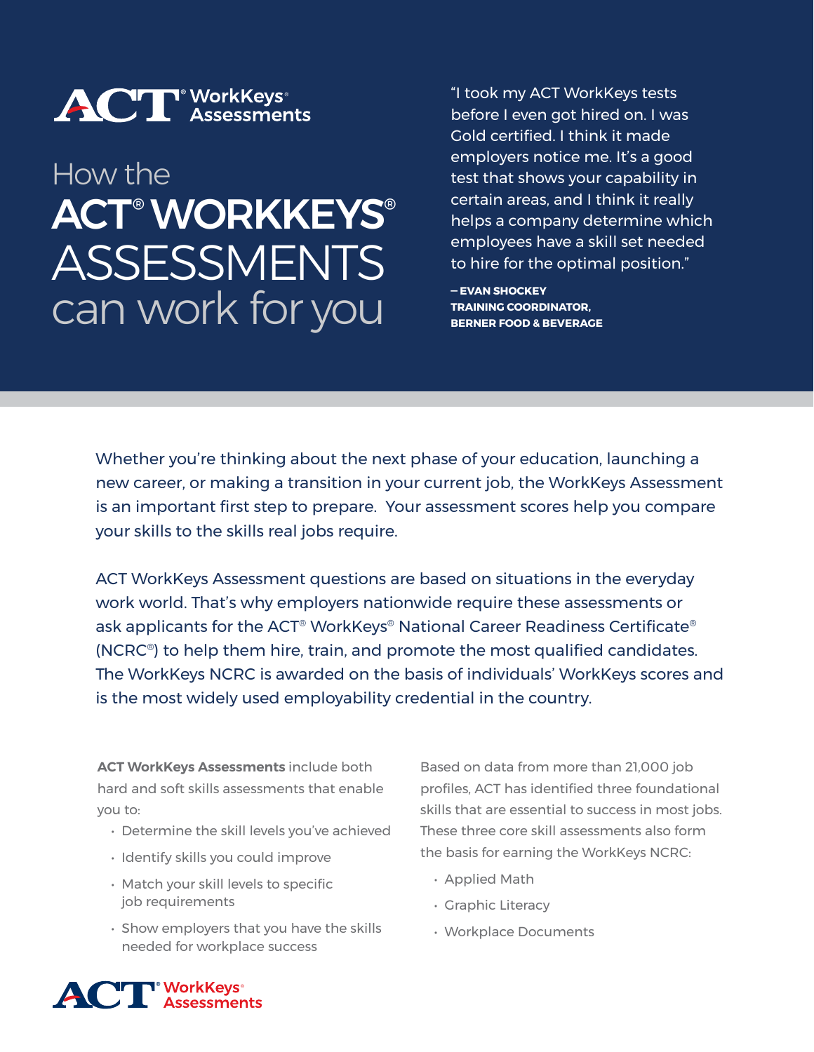ACT® WorkKeys® Assessments

# How the ACT® WORKKEYS® ASSESSMENTS can work for you

"I took my ACT WorkKeys tests before I even got hired on. I was Gold certified. I think it made employers notice me. It's a good test that shows your capability in certain areas, and I think it really helps a company determine which employees have a skill set needed to hire for the optimal position."

**– EVAN SHOCKEY**
**TRAINING COORDINATOR,**
**BERNER FOOD & BEVERAGE**

Whether you're thinking about the next phase of your education, launching a new career, or making a transition in your current job, the WorkKeys Assessment is an important first step to prepare. Your assessment scores help you compare your skills to the skills real jobs require.

ACT WorkKeys Assessment questions are based on situations in the everyday work world. That's why employers nationwide require these assessments or ask applicants for the ACT® WorkKeys® National Career Readiness Certificate® (NCRC®) to help them hire, train, and promote the most qualified candidates. The WorkKeys NCRC is awarded on the basis of individuals' WorkKeys scores and is the most widely used employability credential in the country.

**ACT WorkKeys Assessments** include both hard and soft skills assessments that enable you to:

- Determine the skill levels you've achieved
- Identify skills you could improve
- Match your skill levels to specific job requirements
- Show employers that you have the skills needed for workplace success

Based on data from more than 21,000 job profiles, ACT has identified three foundational skills that are essential to success in most jobs. These three core skill assessments also form the basis for earning the WorkKeys NCRC:

- Applied Math
- Graphic Literacy
- Workplace Documents

ACT® WorkKeys® Assessments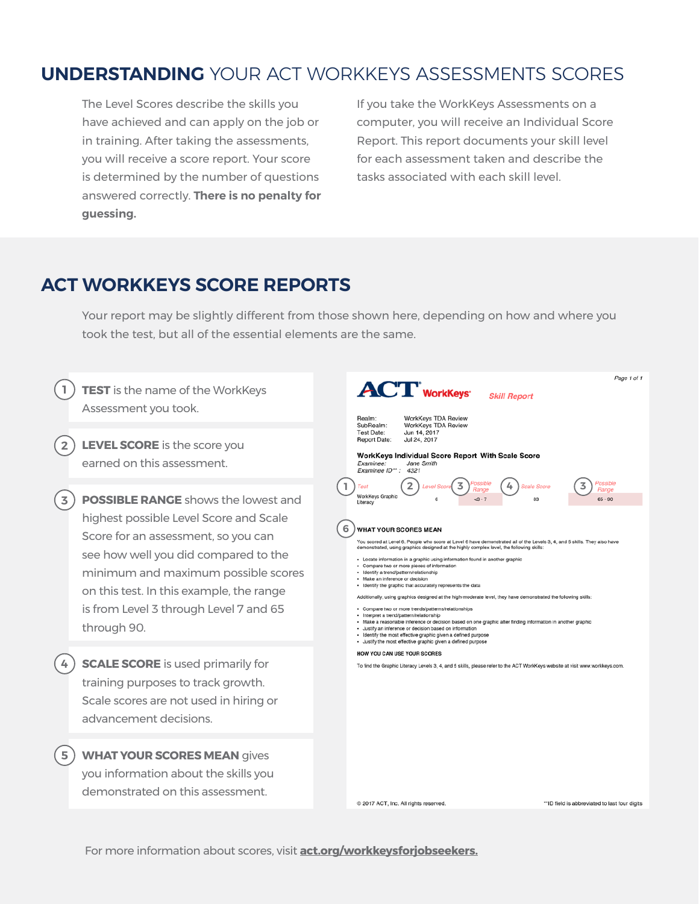## **UNDERSTANDING** YOUR ACT WORKKEYS ASSESSMENTS SCORES

The Level Scores describe the skills you have achieved and can apply on the job or in training. After taking the assessments, you will receive a score report. Your score is determined by the number of questions answered correctly. **There is no penalty for guessing.**

If you take the WorkKeys Assessments on a computer, you will receive an Individual Score Report. This report documents your skill level for each assessment taken and describe the tasks associated with each skill level.

## ACT WORKKEYS SCORE REPORTS

Your report may be slightly different from those shown here, depending on how and where you took the test, but all of the essential elements are the same.

1. **TEST** is the name of the WorkKeys Assessment you took.
2. **LEVEL SCORE** is the score you earned on this assessment.
3. **POSSIBLE RANGE** shows the lowest and highest possible Level Score and Scale Score for an assessment, so you can see how well you did compared to the minimum and maximum possible scores on this test. In this example, the range is from Level 3 through Level 7 and 65 through 90.
4. **SCALE SCORE** is used primarily for training purposes to track growth. Scale scores are not used in hiring or advancement decisions.
5. **WHAT YOUR SCORES MEAN** gives you information about the skills you demonstrated on this assessment.

---

Page 1 of 1

**ACT WorkKeys** *Skill Report*

Realm: WorkKeys TDA Review
SubRealm: WorkKeys TDA Review
Test Date: Jun 14, 2017
Report Date: Jul 24, 2017

**WorkKeys Individual Score Report With Scale Score**
*Examinee:* Jane Smith
*Examinee ID\*\*:* 4321

| (1) Test | (2) Level Score | (3) Possible Range | (4) Scale Score | (3) Possible Range |
| --- | --- | --- | --- | --- |
| WorkKeys Graphic Literacy | 6 | <3 - 7 | 83 | 65 - 90 |

(6) **WHAT YOUR SCORES MEAN**

You scored at Level 6. People who score at Level 6 have demonstrated all of the Levels 3, 4, and 5 skills. They also have demonstrated, using graphics designed at the highly complex level, the following skills:

- Locate information in a graphic using information found in another graphic
- Compare two or more pieces of information
- Identify a trend/pattern/relationship
- Make an inference or decision
- Identify the graphic that accurately represents the data

Additionally, using graphics designed at the high-moderate level, they have demonstrated the following skills:

- Compare two or more trends/patterns/relationships
- Interpret a trend/pattern/relationship
- Make a reasonable inference or decision based on one graphic after finding information in another graphic
- Justify an inference or decision based on information
- Identify the most effective graphic given a defined purpose
- Justify the most effective graphic given a defined purpose

**HOW YOU CAN USE YOUR SCORES**

To find the Graphic Literacy Levels 3, 4, and 5 skills, please refer to the ACT WorkKeys website at visit www.workkeys.com.

© 2017 ACT, Inc. All rights reserved. \*\*ID field is abbreviated to last four digits

---

For more information about scores, visit **act.org/workkeysforjobseekers.**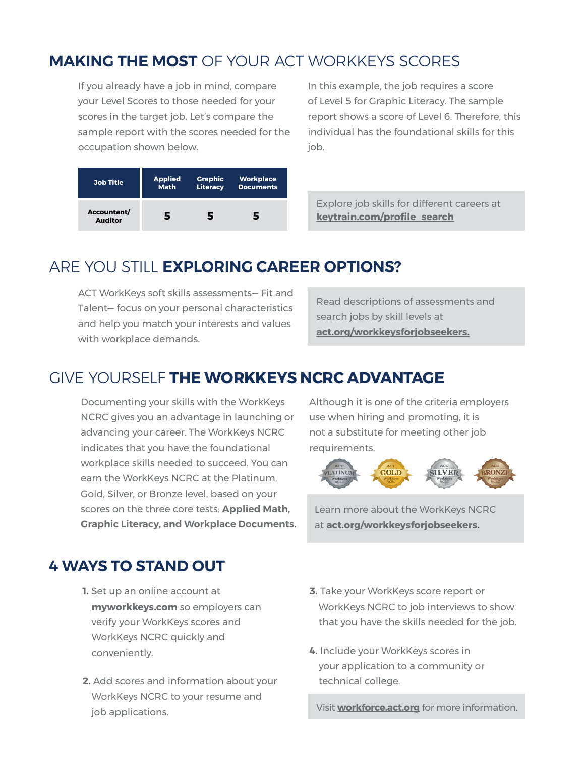## **MAKING THE MOST** OF YOUR ACT WORKKEYS SCORES

If you already have a job in mind, compare your Level Scores to those needed for your scores in the target job. Let's compare the sample report with the scores needed for the occupation shown below.

| Job Title | Applied Math | Graphic Literacy | Workplace Documents |
|---|---|---|---|
| Accountant/ Auditor | 5 | 5 | 5 |

In this example, the job requires a score of Level 5 for Graphic Literacy. The sample report shows a score of Level 6. Therefore, this individual has the foundational skills for this job.

Explore job skills for different careers at **keytrain.com/profile_search**

## ARE YOU STILL **EXPLORING CAREER OPTIONS?**

ACT WorkKeys soft skills assessments— Fit and Talent— focus on your personal characteristics and help you match your interests and values with workplace demands.

Read descriptions of assessments and search jobs by skill levels at **act.org/workkeysforjobseekers.**

## GIVE YOURSELF **THE WORKKEYS NCRC ADVANTAGE**

Documenting your skills with the WorkKeys NCRC gives you an advantage in launching or advancing your career. The WorkKeys NCRC indicates that you have the foundational workplace skills needed to succeed. You can earn the WorkKeys NCRC at the Platinum, Gold, Silver, or Bronze level, based on your scores on the three core tests: **Applied Math, Graphic Literacy, and Workplace Documents.**

Although it is one of the criteria employers use when hiring and promoting, it is not a substitute for meeting other job requirements.

Learn more about the WorkKeys NCRC at **act.org/workkeysforjobseekers.**

## **4 WAYS TO STAND OUT**

1. Set up an online account at **myworkkeys.com** so employers can verify your WorkKeys scores and WorkKeys NCRC quickly and conveniently.
2. Add scores and information about your WorkKeys NCRC to your resume and job applications.
3. Take your WorkKeys score report or WorkKeys NCRC to job interviews to show that you have the skills needed for the job.
4. Include your WorkKeys scores in your application to a community or technical college.

Visit **workforce.act.org** for more information.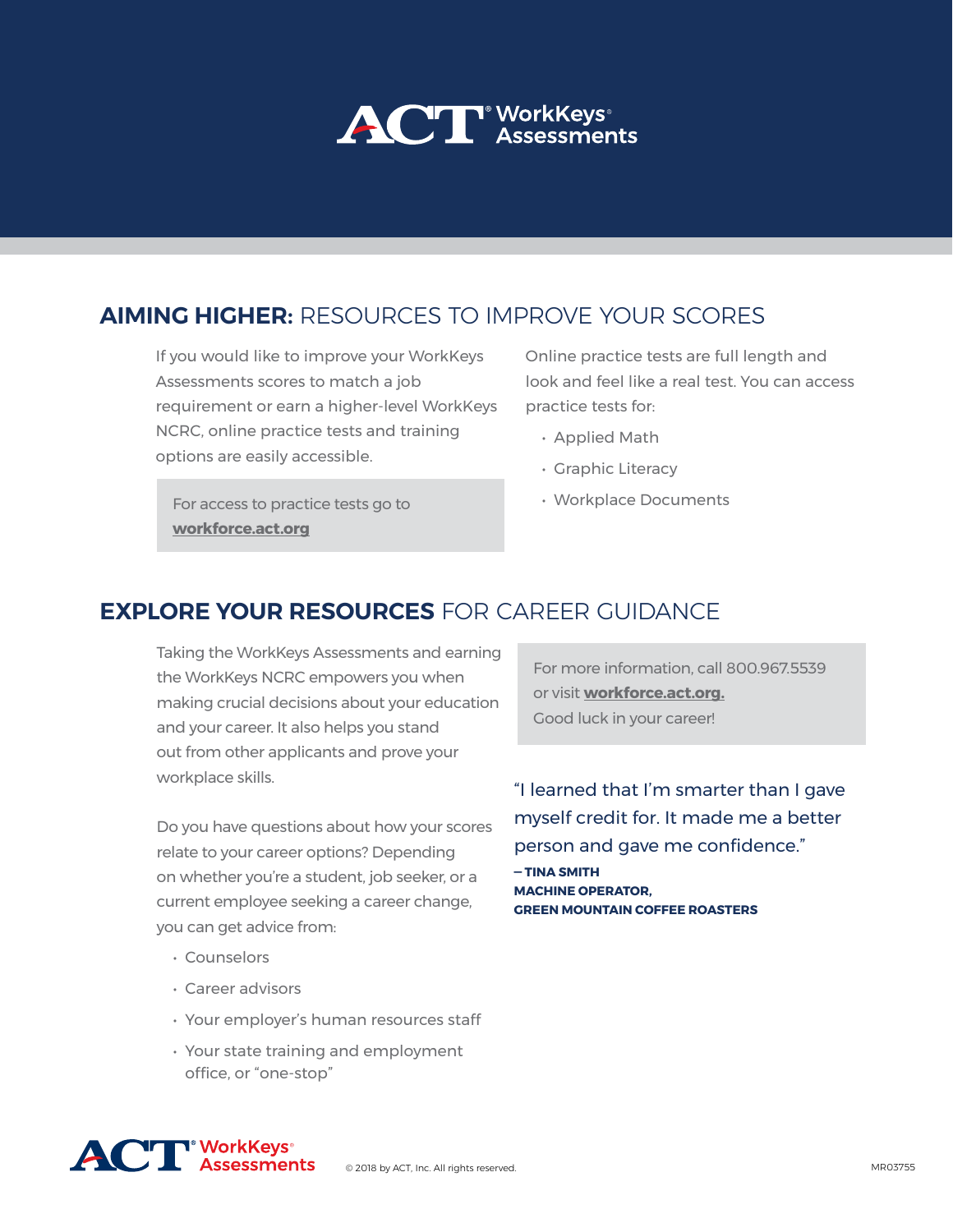ACT® WorkKeys® Assessments

## AIMING HIGHER: RESOURCES TO IMPROVE YOUR SCORES

If you would like to improve your WorkKeys Assessments scores to match a job requirement or earn a higher-level WorkKeys NCRC, online practice tests and training options are easily accessible.

For access to practice tests go to **workforce.act.org**

Online practice tests are full length and look and feel like a real test. You can access practice tests for:

- Applied Math
- Graphic Literacy
- Workplace Documents

## EXPLORE YOUR RESOURCES FOR CAREER GUIDANCE

Taking the WorkKeys Assessments and earning the WorkKeys NCRC empowers you when making crucial decisions about your education and your career. It also helps you stand out from other applicants and prove your workplace skills.

Do you have questions about how your scores relate to your career options? Depending on whether you're a student, job seeker, or a current employee seeking a career change, you can get advice from:

- Counselors
- Career advisors
- Your employer's human resources staff
- Your state training and employment office, or "one-stop"

For more information, call 800.967.5539 or visit **workforce.act.org.** Good luck in your career!

"I learned that I'm smarter than I gave myself credit for. It made me a better person and gave me confidence."

**– TINA SMITH**
**MACHINE OPERATOR,**
**GREEN MOUNTAIN COFFEE ROASTERS**

© 2018 by ACT, Inc. All rights reserved.

MR03755